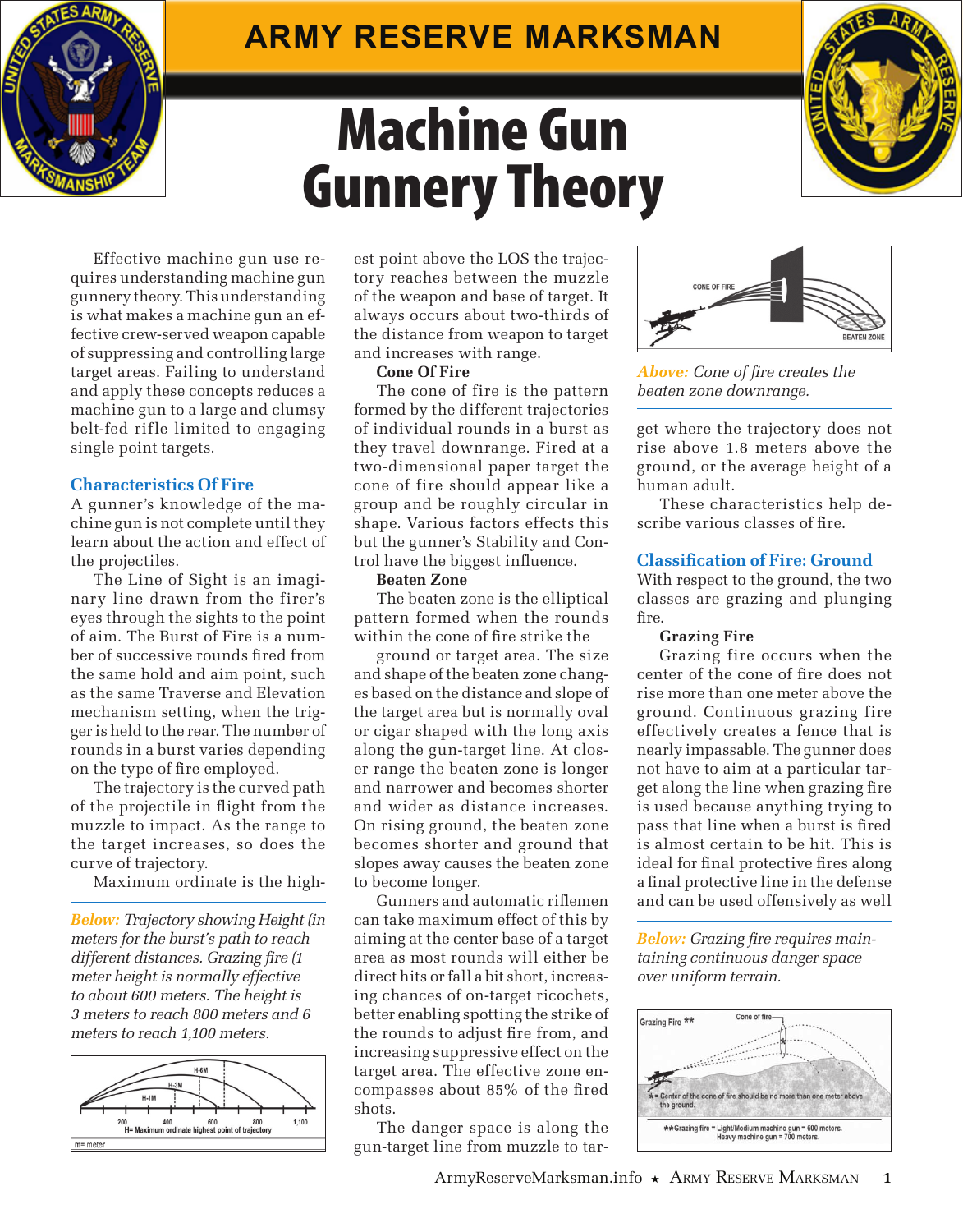# Machine Gun Gunnery Theory

Effective machine gun use requires understanding machine gun gunnery theory. This understanding is what makes a machine gun an effective crew-served weapon capable of suppressing and controlling large target areas. Failing to understand and apply these concepts reduces a machine gun to a large and clumsy belt-fed rifle limited to engaging single point targets.

## Characteristics Of Fire

A gunner's knowledge of the machine gun is not complete until they learn about the action and effect of the projectiles.

The Line of Sight is an imaginary line drawn from the firer's eyes through the sights to the point of aim. The Burst of Fire is a number of successive rounds fired from the same hold and aim point, such as the same Traverse and Elevation mechanism setting, when the trigger is held to the rear. The number of rounds in a burst varies depending on the type of fire employed.

The trajectory is the curved path of the projectile in flight from the muzzle to impact. As the range to the target increases, so does the curve of trajectory.

Maximum ordinate is the highest point above the LOS the trajectory reaches between the muzzle of the weapon and base of target. It always occurs about two-thirds of the distance from weapon to target and increases with range.

*Below: Trajectory showing Height (in meters for the burst's path to reach different distances. Grazing fire (1 meter height is normally effective to about 600 meters. The height is 3 meters to reach 800 meters and 6 meters to reach 1,100 meters.*

**Cone Of Fire**

The cone of fire is the pattern formed by the different trajectories of individual rounds in a burst as they travel downrange. Fired at a two-dimensional paper target the cone of fire should appear like a group and be roughly circular in shape. Various factors effects this but the gunner's Stability and Control have the biggest influence.

**Beaten Zone**

The beaten zone is the elliptical pattern formed when the rounds within the cone of fire strike the ground or target area. The size and shape of the beaten zone changes based on the distance and slope of the target area but is normally oval or cigar shaped with the long axis along the gun-target line. At closer range the beaten zone is longer and narrower and becomes shorter and wider as distance increases. On rising ground, the beaten zone becomes shorter and ground that slopes away causes the beaten zone to become longer.

Gunners and automatic riflemen can take maximum effect of this by aiming at the center base of a target area as most rounds will either be direct hits or fall a bit short, increasing chances of on-target ricochets, better enabling spotting the strike of the rounds to adjust fire from, and increasing suppressive effect on the target area. The effective zone encompasses about 85% of the fired shots.

The danger space is along the gun-target line from muzzle to target where the trajectory does not rise above 1.8 meters above the ground, or the average height of a human adult.

*Above: Cone of fire creates the beaten zone downrange.*

These characteristics help describe various classes of fire.

## Classification of Fire: Ground

With respect to the ground, the two classes are grazing and plunging fire.

**Grazing Fire**

Grazing fire occurs when the center of the cone of fire does not rise more than one meter above the ground. Continuous grazing fire effectively creates a fence that is nearly impassable. The gunner does not have to aim at a particular target along the line when grazing fire is used because anything trying to pass that line when a burst is fired is almost certain to be hit. This is ideal for final protective fires along a final protective line in the defense and can be used offensively as well

*Below: Grazing fire requires maintaining continuous danger space over uniform terrain.*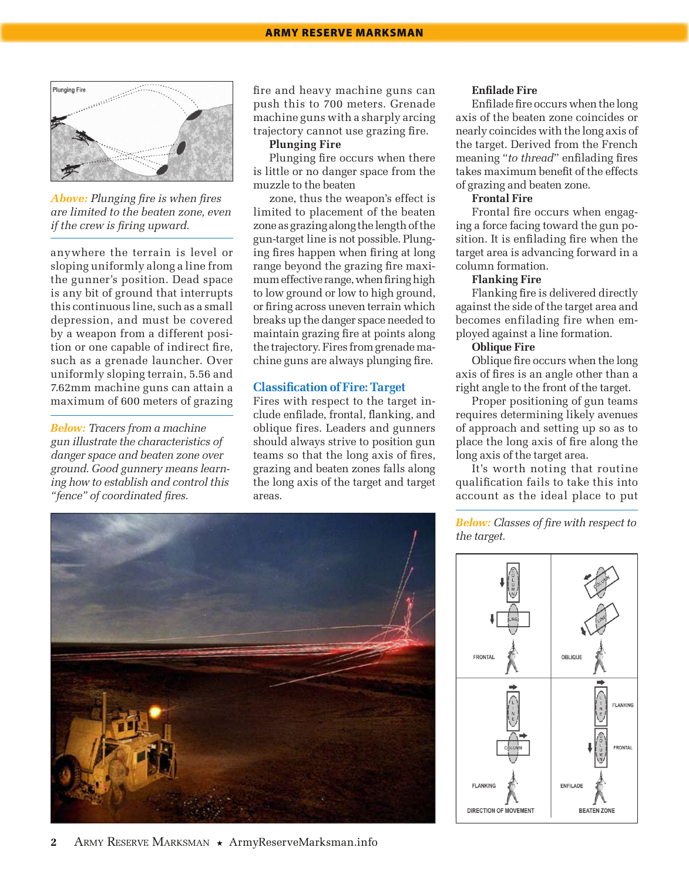*Above: Plunging fire is when fires are limited to the beaten zone, even if the crew is firing upward.*

anywhere the terrain is level or sloping uniformly along a line from the gunner's position. Dead space is any bit of ground that interrupts this continuous line, such as a small depression, and must be covered by a weapon from a different position or one capable of indirect fire, such as a grenade launcher. Over uniformly sloping terrain, 5.56 and 7.62mm machine guns can attain a maximum of 600 meters of grazing fire and heavy machine guns can push this to 700 meters. Grenade machine guns with a sharply arcing trajectory cannot use grazing fire.

*Below: Tracers from a machine gun illustrate the characteristics of danger space and beaten zone over ground. Good gunnery means learning how to establish and control this "fence" of coordinated fires.*

**Plunging Fire**

Plunging fire occurs when there is little or no danger space from the muzzle to the beaten zone, thus the weapon's effect is limited to placement of the beaten zone as grazing along the length of the gun-target line is not possible. Plunging fires happen when firing at long range beyond the grazing fire maximum effective range, when firing high to low ground or low to high ground, or firing across uneven terrain which breaks up the danger space needed to maintain grazing fire at points along the trajectory. Fires from grenade machine guns are always plunging fire.

## Classification of Fire: Target

Fires with respect to the target include enfilade, frontal, flanking, and oblique fires. Leaders and gunners should always strive to position gun teams so that the long axis of fires, grazing and beaten zones falls along the long axis of the target and target areas.

**Enfilade Fire**

Enfilade fire occurs when the long axis of the beaten zone coincides or nearly coincides with the long axis of the target. Derived from the French meaning "*to thread*" enfilading fires takes maximum benefit of the effects of grazing and beaten zone.

**Frontal Fire**

Frontal fire occurs when engaging a force facing toward the gun position. It is enfilading fire when the target area is advancing forward in a column formation.

**Flanking Fire**

Flanking fire is delivered directly against the side of the target area and becomes enfilading fire when employed against a line formation.

**Oblique Fire**

Oblique fire occurs when the long axis of fires is an angle other than a right angle to the front of the target.

Proper positioning of gun teams requires determining likely avenues of approach and setting up so as to place the long axis of fire along the long axis of the target area.

It's worth noting that routine qualification fails to take this into account as the ideal place to put

*Below: Classes of fire with respect to the target.*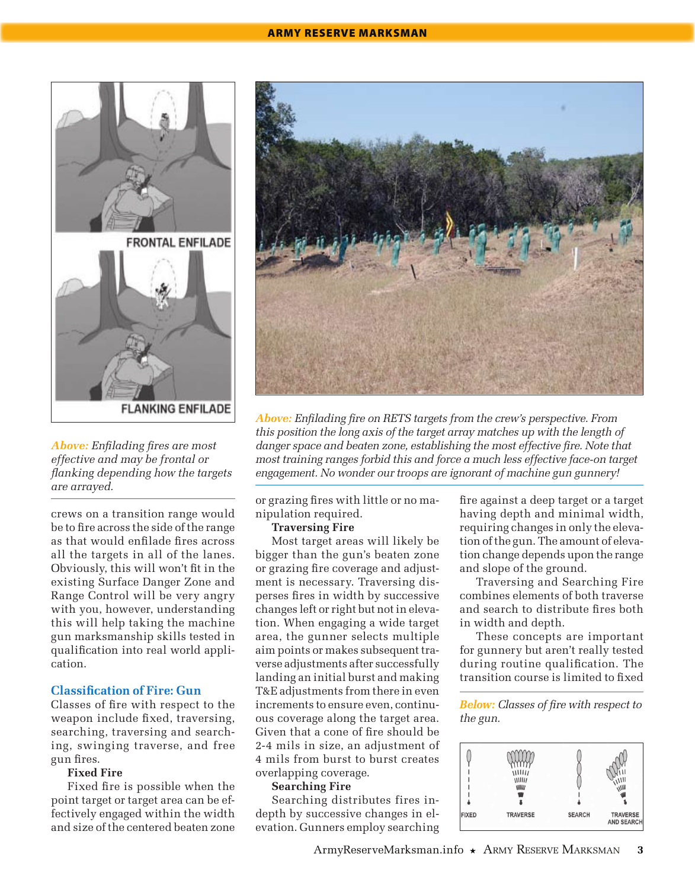*Above:* Enfilading fires are most effective and may be frontal or flanking depending how the targets are arrayed.

*Above:* Enfilading fire on RETS targets from the crew's perspective. From this position the long axis of the target array matches up with the length of danger space and beaten zone, establishing the most effective fire. Note that most training ranges forbid this and force a much less effective face-on target engagement. No wonder our troops are ignorant of machine gun gunnery!

crews on a transition range would be to fire across the side of the range as that would enfilade fires across all the targets in all of the lanes. Obviously, this will won't fit in the existing Surface Danger Zone and Range Control will be very angry with you, however, understanding this will help taking the machine gun marksmanship skills tested in qualification into real world application.

## Classification of Fire: Gun

Classes of fire with respect to the weapon include fixed, traversing, searching, traversing and searching, swinging traverse, and free gun fires.

**Fixed Fire**

Fixed fire is possible when the point target or target area can be effectively engaged within the width and size of the centered beaten zone or grazing fires with little or no manipulation required.

**Traversing Fire**

Most target areas will likely be bigger than the gun's beaten zone or grazing fire coverage and adjustment is necessary. Traversing disperses fires in width by successive changes left or right but not in elevation. When engaging a wide target area, the gunner selects multiple aim points or makes subsequent traverse adjustments after successfully landing an initial burst and making T&E adjustments from there in even increments to ensure even, continuous coverage along the target area. Given that a cone of fire should be 2-4 mils in size, an adjustment of 4 mils from burst to burst creates overlapping coverage.

**Searching Fire**

Searching distributes fires in-depth by successive changes in elevation. Gunners employ searching fire against a deep target or a target having depth and minimal width, requiring changes in only the elevation of the gun. The amount of elevation change depends upon the range and slope of the ground.

Traversing and Searching Fire combines elements of both traverse and search to distribute fires both in width and depth.

These concepts are important for gunnery but aren't really tested during routine qualification. The transition course is limited to fixed

*Below:* Classes of fire with respect to the gun.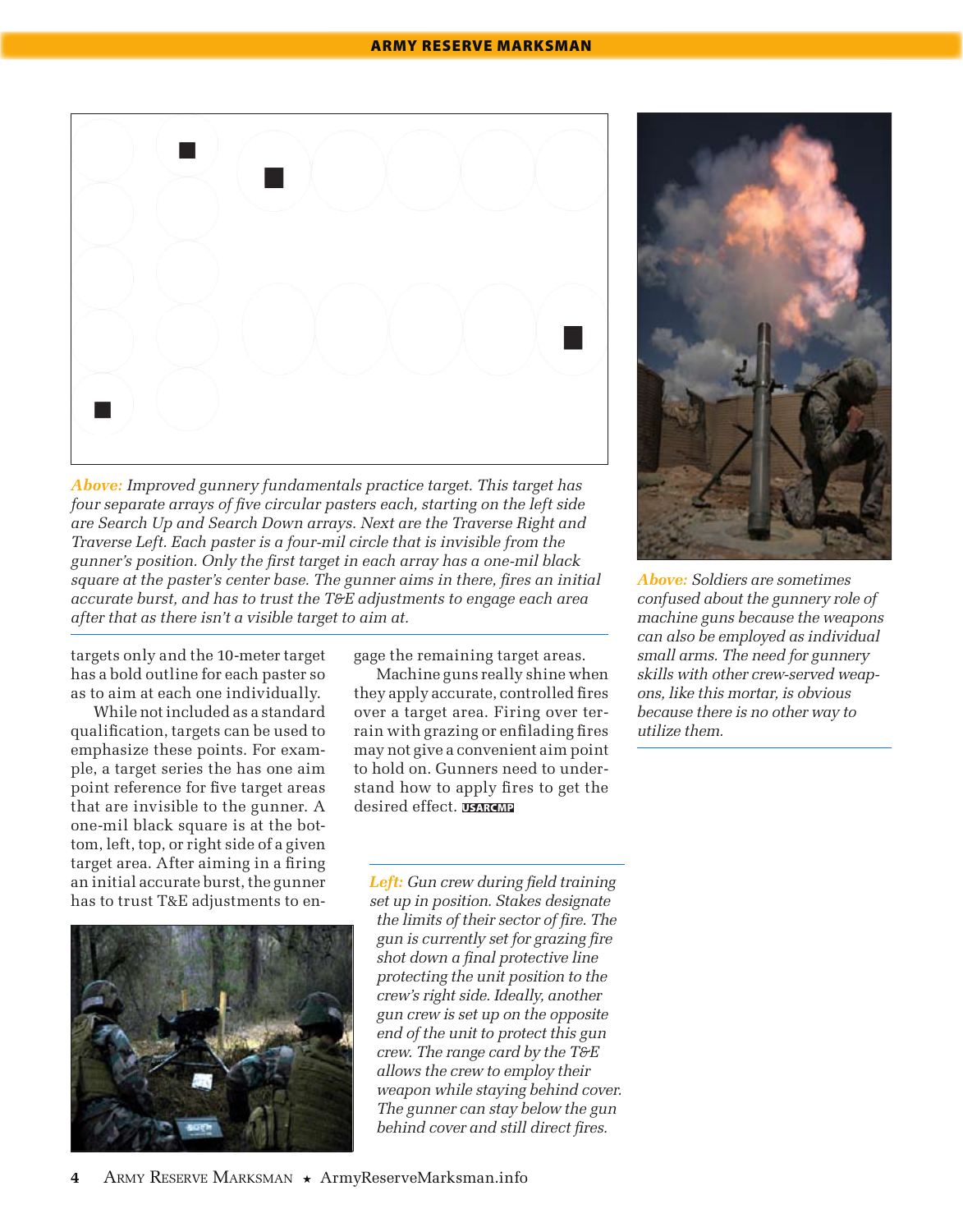*Above:* Improved gunnery fundamentals practice target. This target has four separate arrays of five circular pasters each, starting on the left side are Search Up and Search Down arrays. Next are the Traverse Right and Traverse Left. Each paster is a four-mil circle that is invisible from the gunner's position. Only the first target in each array has a one-mil black square at the paster's center base. The gunner aims in there, fires an initial accurate burst, and has to trust the T&E adjustments to engage each area after that as there isn't a visible target to aim at.

*Above:* Soldiers are sometimes confused about the gunnery role of machine guns because the weapons can also be employed as individual small arms. The need for gunnery skills with other crew-served weapons, like this mortar, is obvious because there is no other way to utilize them.

targets only and the 10-meter target has a bold outline for each paster so as to aim at each one individually.

While not included as a standard qualification, targets can be used to emphasize these points. For example, a target series the has one aim point reference for five target areas that are invisible to the gunner. A one-mil black square is at the bottom, left, top, or right side of a given target area. After aiming in a firing an initial accurate burst, the gunner has to trust T&E adjustments to engage the remaining target areas.

Machine guns really shine when they apply accurate, controlled fires over a target area. Firing over terrain with grazing or enfilading fires may not give a convenient aim point to hold on. Gunners need to understand how to apply fires to get the desired effect. USARCMP

*Left:* Gun crew during field training set up in position. Stakes designate the limits of their sector of fire. The gun is currently set for grazing fire shot down a final protective line protecting the unit position to the crew's right side. Ideally, another gun crew is set up on the opposite end of the unit to protect this gun crew. The range card by the T&E allows the crew to employ their weapon while staying behind cover. The gunner can stay below the gun behind cover and still direct fires.